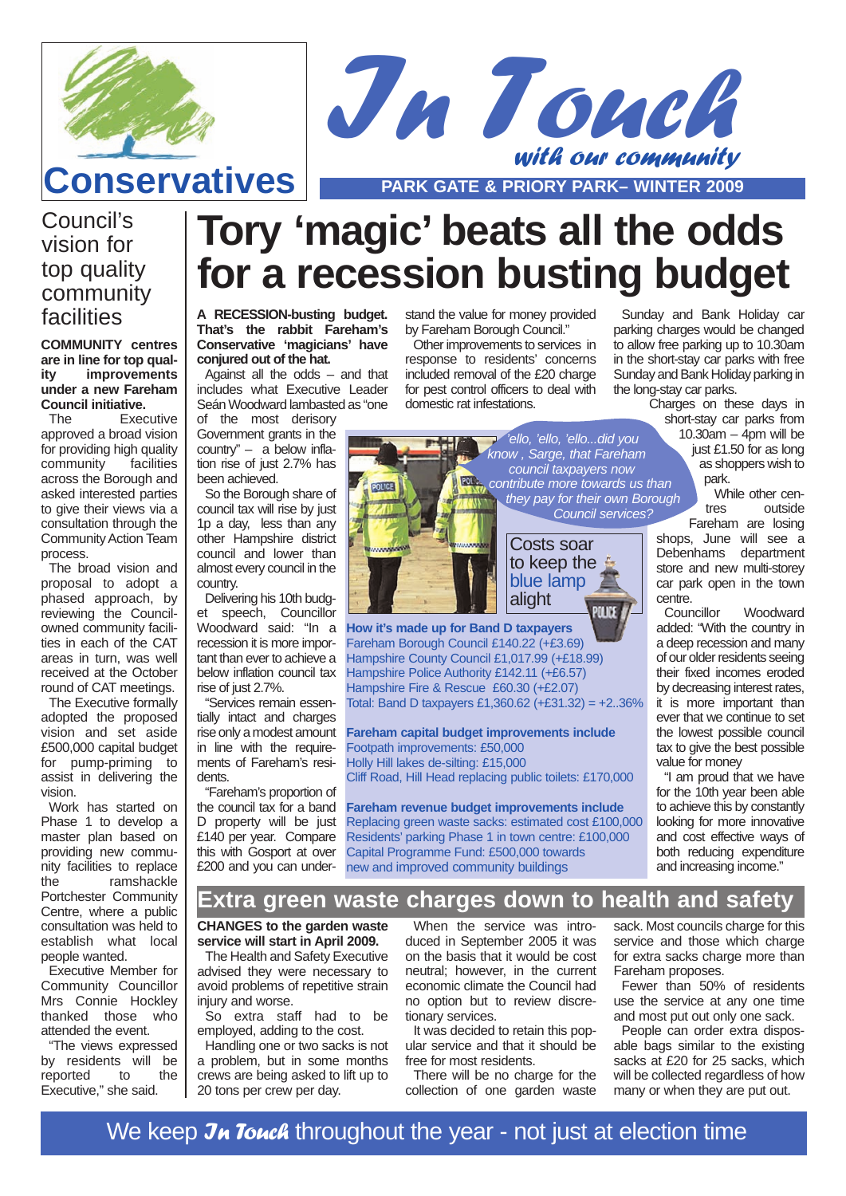# In Touch

*with our community*

**Conservatives**

**PARK GATE & PRIORY PARK– WINTER 2009**

## Tory 'magic' beats all the odds for a recession busting budget

**A RECESSION-busting budget. That's the rabbit Fareham's Conservative 'magicians' have conjured out of the hat.**

Against all the odds – and that includes what Executive Leader Seán Woodward lambasted as "one of the most derisory Government grants in the country" – a below inflation rise of just 2.7% has been achieved.

So the Borough share of council tax will rise by just 1p a day, less than any other Hampshire district council and lower than almost every council in the country.

Delivering his 10th budget speech, Councillor Woodward said: "In a recession it is more important than ever to achieve a below inflation council tax rise of just 2.7%.

"Services remain essentially intact and charges rise only a modest amount in line with the requirements of Fareham's residents.

"Fareham's proportion of the council tax for a band D property will be just £140 per year. Compare this with Gosport at over £200 and you can understand the value for money provided by Fareham Borough Council."

Other improvements to services in response to residents' concerns included removal of the £20 charge for pest control officers to deal with domestic rat infestations.

Sunday and Bank Holiday car parking charges would be changed to allow free parking up to 10.30am in the short-stay car parks with free Sunday and Bank Holiday parking in the long-stay car parks.

Charges on these days in short-stay car parks from 10.30am – 4pm will be just £1.50 for as long as shoppers wish to park.

While other centres outside Fareham are losing shops, June will see a Debenhams department store and new multi-storey car park open in the town centre.

Councillor Woodward added: "With the country in a deep recession and many of our older residents seeing their fixed incomes eroded by decreasing interest rates, it is more important than ever that we continue to set the lowest possible council tax to give the best possible value for money

"I am proud that we have for the 10th year been able to achieve this by constantly looking for more innovative and cost effective ways of both reducing expenditure and increasing income."

*'ello, 'ello, 'ello...did you know, Sarge, that Fareham council taxpayers now contribute more towards us than they pay for their own Borough Council services?*

### Costs soar to keep the blue lamp alight

**How it's made up for Band D taxpayers**

Fareham Borough Council £140.22 (+£3.69)
Hampshire County Council £1,017.99 (+£18.99)
Hampshire Police Authority £142.11 (+£6.57)
Hampshire Fire & Rescue £60.30 (+£2.07)
Total: Band D taxpayers £1,360.62 (+£31.32) = +2..36%

**Fareham capital budget improvements include**

Footpath improvements: £50,000
Holly Hill lakes de-silting: £15,000
Cliff Road, Hill Head replacing public toilets: £170,000

**Fareham revenue budget improvements include**

Replacing green waste sacks: estimated cost £100,000
Residents' parking Phase 1 in town centre: £100,000
Capital Programme Fund: £500,000 towards new and improved community buildings

## Council's vision for top quality community facilities

**COMMUNITY centres are in line for top quality improvements under a new Fareham Council initiative.**

The Executive approved a broad vision for providing high quality community facilities across the Borough and asked interested parties to give their views via a consultation through the Community Action Team process.

The broad vision and proposal to adopt a phased approach, by reviewing the Council-owned community facilities in each of the CAT areas in turn, was well received at the October round of CAT meetings.

The Executive formally adopted the proposed vision and set aside £500,000 capital budget for pump-priming to assist in delivering the vision.

Work has started on Phase 1 to develop a master plan based on providing new community facilities to replace the ramshackle Portchester Community Centre, where a public consultation was held to establish what local people wanted.

Executive Member for Community Councillor Mrs Connie Hockley thanked those who attended the event.

"The views expressed by residents will be reported to the Executive," she said.

## Extra green waste charges down to health and safety

**CHANGES to the garden waste service will start in April 2009.**

The Health and Safety Executive advised they were necessary to avoid problems of repetitive strain injury and worse.

So extra staff had to be employed, adding to the cost.

Handling one or two sacks is not a problem, but in some months crews are being asked to lift up to 20 tons per crew per day.

When the service was introduced in September 2005 it was on the basis that it would be cost neutral; however, in the current economic climate the Council had no option but to review discretionary services.

It was decided to retain this popular service and that it should be free for most residents.

There will be no charge for the collection of one garden waste sack. Most councils charge for this service and those which charge for extra sacks charge more than Fareham proposes.

Fewer than 50% of residents use the service at any one time and most put out only one sack.

People can order extra disposable bags similar to the existing sacks at £20 for 25 sacks, which will be collected regardless of how many or when they are put out.

We keep *In Touch* throughout the year - not just at election time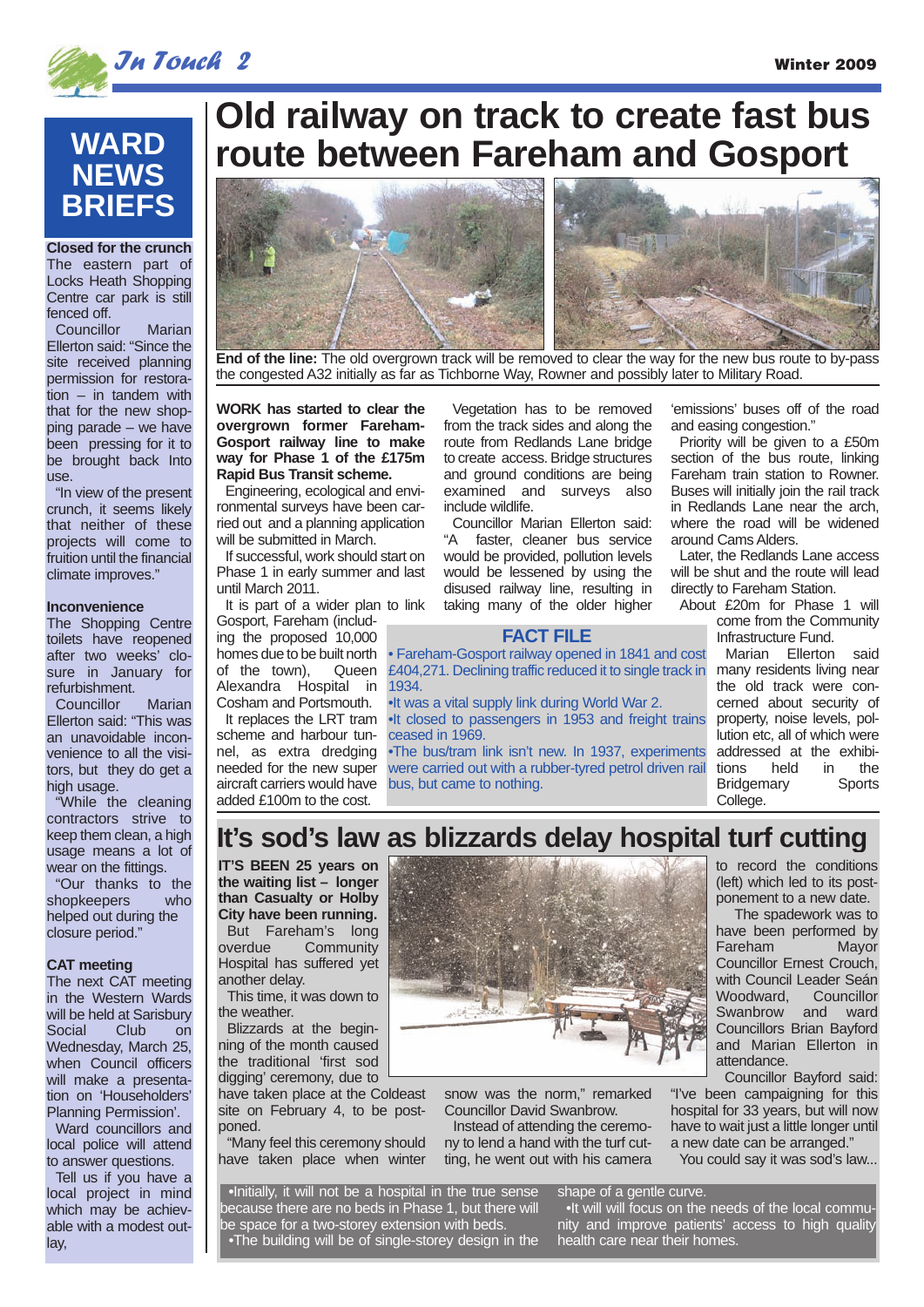# WARD NEWS BRIEFS

**Closed for the crunch**

The eastern part of Locks Heath Shopping Centre car park is still fenced off.

Councillor Marian Ellerton said: "Since the site received planning permission for restoration – in tandem with that for the new shopping parade – we have been pressing for it to be brought back Into use.

"In view of the present crunch, it seems likely that neither of these projects will come to fruition until the financial climate improves."

**Inconvenience**

The Shopping Centre toilets have reopened after two weeks' closure in January for refurbishment.

Councillor Marian Ellerton said: "This was an unavoidable inconvenience to all the visitors, but they do get a high usage.

"While the cleaning contractors strive to keep them clean, a high usage means a lot of wear on the fittings.

"Our thanks to the shopkeepers who helped out during the closure period."

**CAT meeting**

The next CAT meeting in the Western Wards will be held at Sarisbury Social Club on Wednesday, March 25, when Council officers will make a presentation on 'Householders' Planning Permission'.

Ward councillors and local police will attend to answer questions.

Tell us if you have a local project in mind which may be achievable with a modest outlay,

# Old railway on track to create fast bus route between Fareham and Gosport

**End of the line:** The old overgrown track will be removed to clear the way for the new bus route to by-pass the congested A32 initially as far as Tichborne Way, Rowner and possibly later to Military Road.

**WORK has started to clear the overgrown former Fareham-Gosport railway line to make way for Phase 1 of the £175m Rapid Bus Transit scheme.**

Engineering, ecological and environmental surveys have been carried out and a planning application will be submitted in March.

If successful, work should start on Phase 1 in early summer and last until March 2011.

It is part of a wider plan to link Gosport, Fareham (including the proposed 10,000 homes due to be built north of the town), Queen Alexandra Hospital in Cosham and Portsmouth.

It replaces the LRT tram scheme and harbour tunnel, as extra dredging needed for the new super aircraft carriers would have added £100m to the cost.

Vegetation has to be removed from the track sides and along the route from Redlands Lane bridge to create access. Bridge structures and ground conditions are being examined and surveys also include wildlife.

Councillor Marian Ellerton said: "A faster, cleaner bus service would be provided, pollution levels would be lessened by using the disused railway line, resulting in taking many of the older higher 'emissions' buses off of the road and easing congestion."

Priority will be given to a £50m section of the bus route, linking Fareham train station to Rowner. Buses will initially join the rail track in Redlands Lane near the arch, where the road will be widened around Cams Alders.

Later, the Redlands Lane access will be shut and the route will lead directly to Fareham Station.

About £20m for Phase 1 will come from the Community Infrastructure Fund.

Marian Ellerton said many residents living near the old track were concerned about security of property, noise levels, pollution etc, all of which were addressed at the exhibitions held in the Bridgemary Sports College.

**FACT FILE**

- Fareham-Gosport railway opened in 1841 and cost £404,271. Declining traffic reduced it to single track in 1934.
- It was a vital supply link during World War 2.
- It closed to passengers in 1953 and freight trains ceased in 1969.
- The bus/tram link isn't new. In 1937, experiments were carried out with a rubber-tyred petrol driven rail bus, but came to nothing.

# It's sod's law as blizzards delay hospital turf cutting

**IT'S BEEN 25 years on the waiting list – longer than Casualty or Holby City have been running.**

But Fareham's long overdue Community Hospital has suffered yet another delay.

This time, it was down to the weather.

Blizzards at the beginning of the month caused the traditional 'first sod digging' ceremony, due to have taken place at the Coldeast site on February 4, to be postponed.

"Many feel this ceremony should have taken place when winter snow was the norm," remarked Councillor David Swanbrow.

Instead of attending the ceremony to lend a hand with the turf cutting, he went out with his camera to record the conditions (left) which led to its postponement to a new date.

The spadework was to have been performed by Fareham Mayor Councillor Ernest Crouch, with Council Leader Seán Woodward, Councillor Swanbrow and ward Councillors Brian Bayford and Marian Ellerton in attendance.

Councillor Bayford said: "I've been campaigning for this hospital for 33 years, but will now have to wait just a little longer until a new date can be arranged."

You could say it was sod's law...

- Initially, it will not be a hospital in the true sense because there are no beds in Phase 1, but there will be space for a two-storey extension with beds.
- The building will be of single-storey design in the shape of a gentle curve.
- It will will focus on the needs of the local community and improve patients' access to high quality health care near their homes.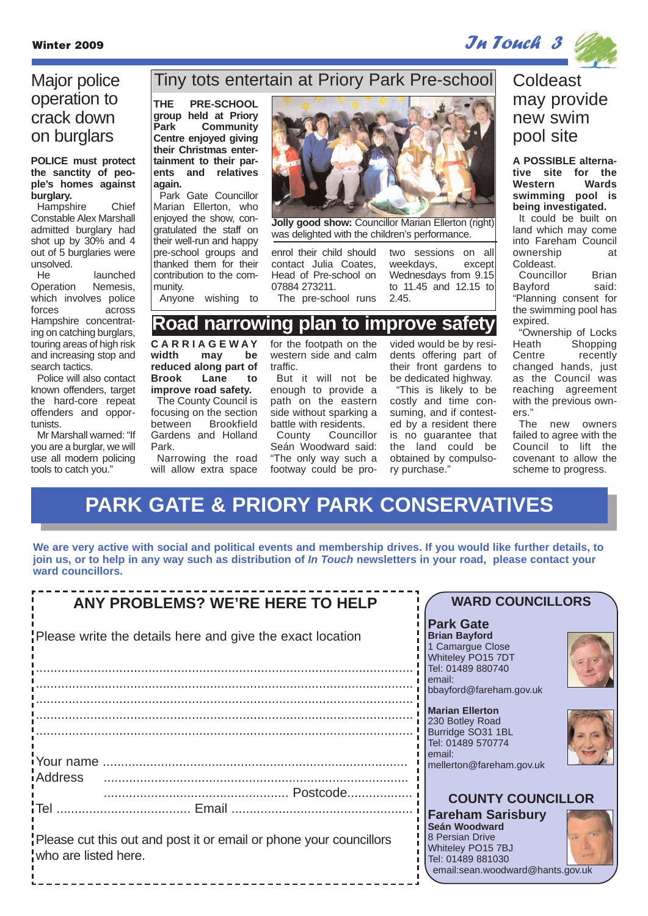# Major police operation to crack down on burglars

**POLICE must protect the sanctity of people's homes against burglary.**

Hampshire Chief Constable Alex Marshall admitted burglary had shot up by 30% and 4 out of 5 burglaries were unsolved.

He launched Operation Nemesis, which involves police forces across Hampshire concentrating on catching burglars, touring areas of high risk and increasing stop and search tactics.

Police will also contact known offenders, target the hard-core repeat offenders and opportunists.

Mr Marshall warned: "If you are a burglar, we will use all modern policing tools to catch you."

# Tiny tots entertain at Priory Park Pre-school

**THE PRE-SCHOOL group held at Priory Park Community Centre enjoyed giving their Christmas entertainment to their parents and relatives again.**

Park Gate Councillor Marian Ellerton, who enjoyed the show, congratulated the staff on their well-run and happy pre-school groups and thanked them for their contribution to the community.

**Jolly good show:** Councillor Marian Ellerton (right) was delighted with the children's performance.

Anyone wishing to enrol their child should contact Julia Coates, Head of Pre-school on 07884 273211.

The pre-school runs two sessions on all weekdays, except Wednesdays from 9.15 to 11.45 and 12.15 to 2.45.

# Road narrowing plan to improve safety

**CARRIAGEWAY width may be reduced along part of Brook Lane to improve road safety.**

The County Council is focusing on the section between Brookfield Gardens and Holland Park.

Narrowing the road will allow extra space for the footpath on the western side and calm traffic.

But it will not be enough to provide a path on the eastern side without sparking a battle with residents.

County Councillor Seán Woodward said: "The only way such a footway could be provided would be by residents offering part of their front gardens to be dedicated highway.

"This is likely to be costly and time consuming, and if contested by a resident there is no guarantee that the land could be obtained by compulsory purchase."

# Coldeast may provide new swim pool site

**A POSSIBLE alternative site for the Western Wards swimming pool is being investigated.**

It could be built on land which may come into Fareham Council ownership at Coldeast.

Councillor Brian Bayford said: "Planning consent for the swimming pool has expired.

"Ownership of Locks Heath Shopping Centre recently changed hands, just as the Council was reaching agreement with the previous owners."

The new owners failed to agree with the Council to lift the covenant to allow the scheme to progress.

# PARK GATE & PRIORY PARK CONSERVATIVES

**We are very active with social and political events and membership drives. If you would like further details, to join us, or to help in any way such as distribution of *In Touch* newsletters in your road, please contact your ward councillors.**

## ANY PROBLEMS? WE'RE HERE TO HELP

Please write the details here and give the exact location

.......................................................................................................

.......................................................................................................

.......................................................................................................

.......................................................................................................

.......................................................................................................

Your name ......................................................................................

Address .........................................................................................

.................................................... Postcode..................

Tel .................................... Email ...............................................

Please cut this out and post it or email or phone your councillors who are listed here.

## WARD COUNCILLORS

### Park Gate

**Brian Bayford**
1 Camargue Close
Whiteley PO15 7DT
Tel: 01489 880740
email:
bbayford@fareham.gov.uk

**Marian Ellerton**
230 Botley Road
Burridge SO31 1BL
Tel: 01489 570774
email:
mellerton@fareham.gov.uk

## COUNTY COUNCILLOR

### Fareham Sarisbury

**Seán Woodward**
8 Persian Drive
Whiteley PO15 7BJ
Tel: 01489 881030
email:sean.woodward@hants.gov.uk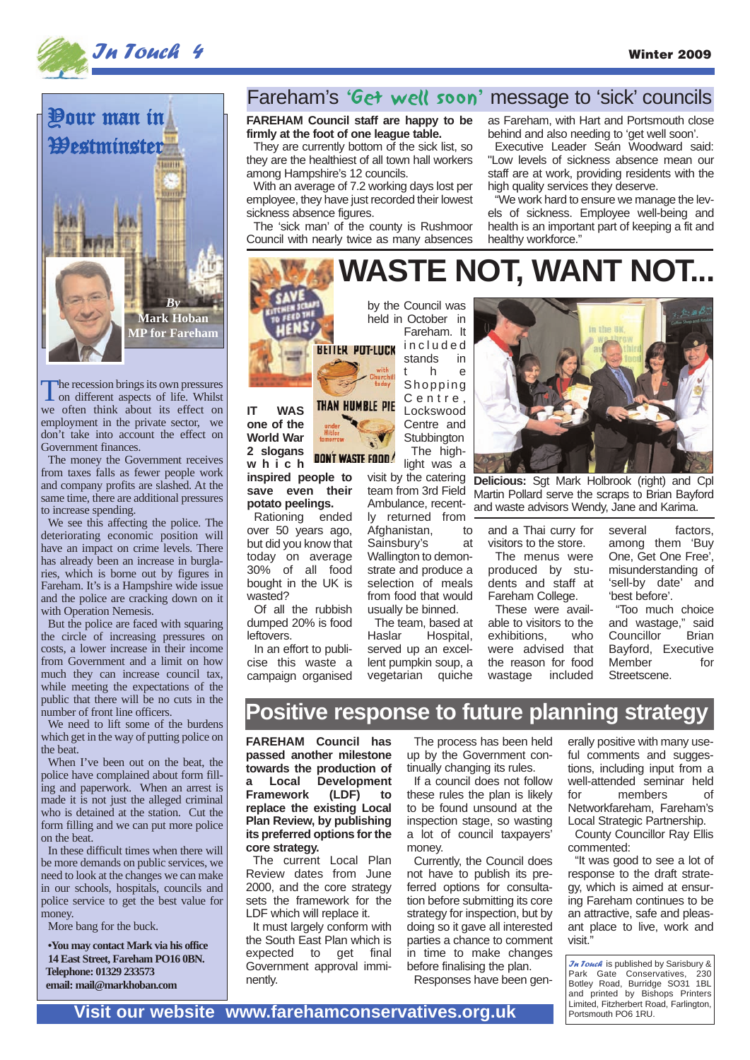# Your man in Westminster

*By* **Mark Hoban MP for Fareham**

The recession brings its own pressures on different aspects of life. Whilst we often think about its effect on employment in the private sector, we don't take into account the effect on Government finances.

The money the Government receives from taxes falls as fewer people work and company profits are slashed. At the same time, there are additional pressures to increase spending.

We see this affecting the police. The deteriorating economic position will have an impact on crime levels. There has already been an increase in burglaries, which is borne out by figures in Fareham. It's is a Hampshire wide issue and the police are cracking down on it with Operation Nemesis.

But the police are faced with squaring the circle of increasing pressures on costs, a lower increase in their income from Government and a limit on how much they can increase council tax, while meeting the expectations of the public that there will be no cuts in the number of front line officers.

We need to lift some of the burdens which get in the way of putting police on the beat.

When I've been out on the beat, the police have complained about form filling and paperwork. When an arrest is made it is not just the alleged criminal who is detained at the station. Cut the form filling and we can put more police on the beat.

In these difficult times when there will be more demands on public services, we need to look at the changes we can make in our schools, hospitals, councils and police service to get the best value for money.

More bang for the buck.

**•You may contact Mark via his office 14 East Street, Fareham PO16 0BN. Telephone: 01329 233573 email: mail@markhoban.com**

# Fareham's 'Get well soon' message to 'sick' councils

**FAREHAM Council staff are happy to be firmly at the foot of one league table.**

They are currently bottom of the sick list, so they are the healthiest of all town hall workers among Hampshire's 12 councils.

With an average of 7.2 working days lost per employee, they have just recorded their lowest sickness absence figures.

The 'sick man' of the county is Rushmoor Council with nearly twice as many absences as Fareham, with Hart and Portsmouth close behind and also needing to 'get well soon'.

Executive Leader Seán Woodward said: "Low levels of sickness absence mean our staff are at work, providing residents with the high quality services they deserve.

"We work hard to ensure we manage the levels of sickness. Employee well-being and health is an important part of keeping a fit and healthy workforce."

# WASTE NOT, WANT NOT...

**IT WAS one of the World War 2 slogans which inspired people to save even their potato peelings.**

Rationing ended over 50 years ago, but did you know that today on average 30% of all food bought in the UK is wasted?

Of all the rubbish dumped 20% is food leftovers.

In an effort to publicise this waste a campaign organised by the Council was held in October in Fareham. It included stands in the Shopping Centre, Lockswood Centre and Stubbington.

The highlight was a visit by the catering team from 3rd Field Ambulance, recently returned from Afghanistan, to Sainsbury's at Wallington to demonstrate and produce a selection of meals from food that would usually be binned.

The team, based at Haslar Hospital, served up an excellent pumpkin soup, a vegetarian quiche and a Thai curry for visitors to the store.

The menus were produced by students and staff at Fareham College.

These were available to visitors to the exhibitions, who were advised that the reason for food wastage included several factors, among them 'Buy One, Get One Free', misunderstanding of 'sell-by date' and 'best before'.

"Too much choice and wastage," said Councillor Brian Bayford, Executive Member for Streetscene.

**Delicious:** Sgt Mark Holbrook (right) and Cpl Martin Pollard serve the scraps to Brian Bayford and waste advisors Wendy, Jane and Karima.

# Positive response to future planning strategy

**FAREHAM Council has passed another milestone towards the production of a Local Development Framework (LDF) to replace the existing Local Plan Review, by publishing its preferred options for the core strategy.**

The current Local Plan Review dates from June 2000, and the core strategy sets the framework for the LDF which will replace it.

It must largely conform with the South East Plan which is expected to get final Government approval imminently.

The process has been held up by the Government continually changing its rules.

If a council does not follow these rules the plan is likely to be found unsound at the inspection stage, so wasting a lot of council taxpayers' money.

Currently, the Council does not have to publish its preferred options for consultation before submitting its core strategy for inspection, but by doing so it gave all interested parties a chance to comment in time to make changes before finalising the plan.

Responses have been generally positive with many useful comments and suggestions, including input from a well-attended seminar held for members of Networkfareham, Fareham's Local Strategic Partnership.

County Councillor Ray Ellis commented:

"It was good to see a lot of response to the draft strategy, which is aimed at ensuring Fareham continues to be an attractive, safe and pleasant place to live, work and visit."

*In Touch* is published by Sarisbury & Park Gate Conservatives, 230 Botley Road, Burridge SO31 1BL and printed by Bishops Printers Limited, Fitzherbert Road, Farlington, Portsmouth PO6 1RU.

**Visit our website www.farehamconservatives.org.uk**